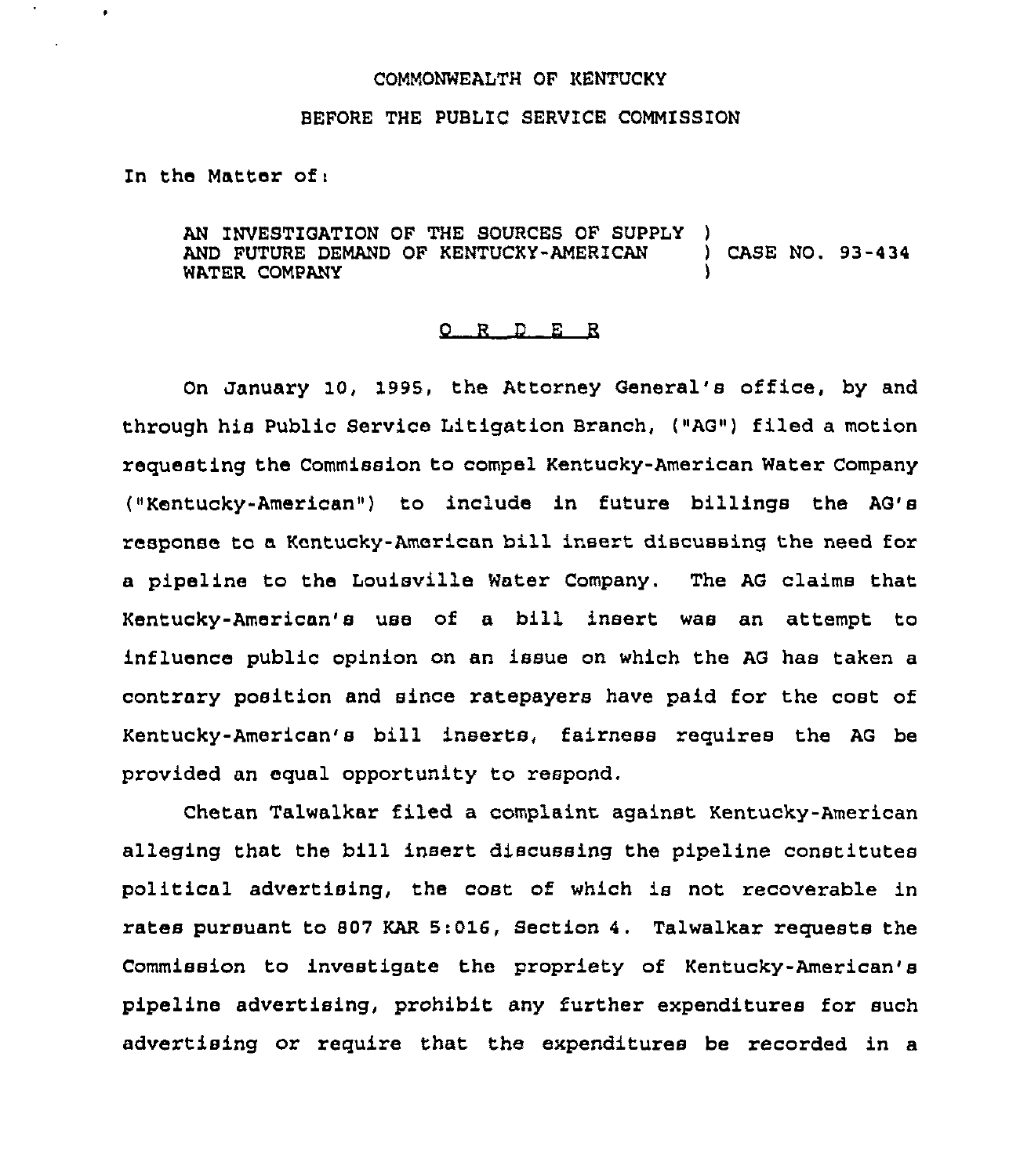COMMONWEALTH OF KENTUCKY

BEFORE THE PUBLIC SERVICE COMMISSION

In the Matter of:

AN INVESTIGATION OF THE SOURCES OF SUPPLY AND FUTURE DEMAND OF KENTUCKY-AMERICAN WATER COMPANY ) CASE NO. 93-434

O R D E R

On January 10, 1995, the Attorney General's office, by and through his Public Service Litigation Branch, ("AG") filed a motion requesting the Commission to compel Kentucky-American Water Company ("Kentucky-American") to include in future billings the AG's response to a Kentucky-American bill insert discussing the need for a pipeline to the Louisville Water Company. The AG claims that Kentucky-American's use of a bill insert was an attempt to influence public opinion on an issue on which the AG has taken a contrary position and since ratepayers have paid for the cost of Kentucky-American's bill inserts, fairness requires the AG be provided an equal opportunity to respond.

Chetan Talwalkar filed a complaint against Kentucky-American alleging that the bill insert discussing the pipeline constitutes political advertising, the cost of which is not recoverable in rates pursuant to 807 KAR 5:016, Section 4. Talwalkar requests the Commission to investigate the propriety of Kentucky-American's pipeline advertising, prohibit any further expenditures for such advertising or require that the expenditures be recorded in a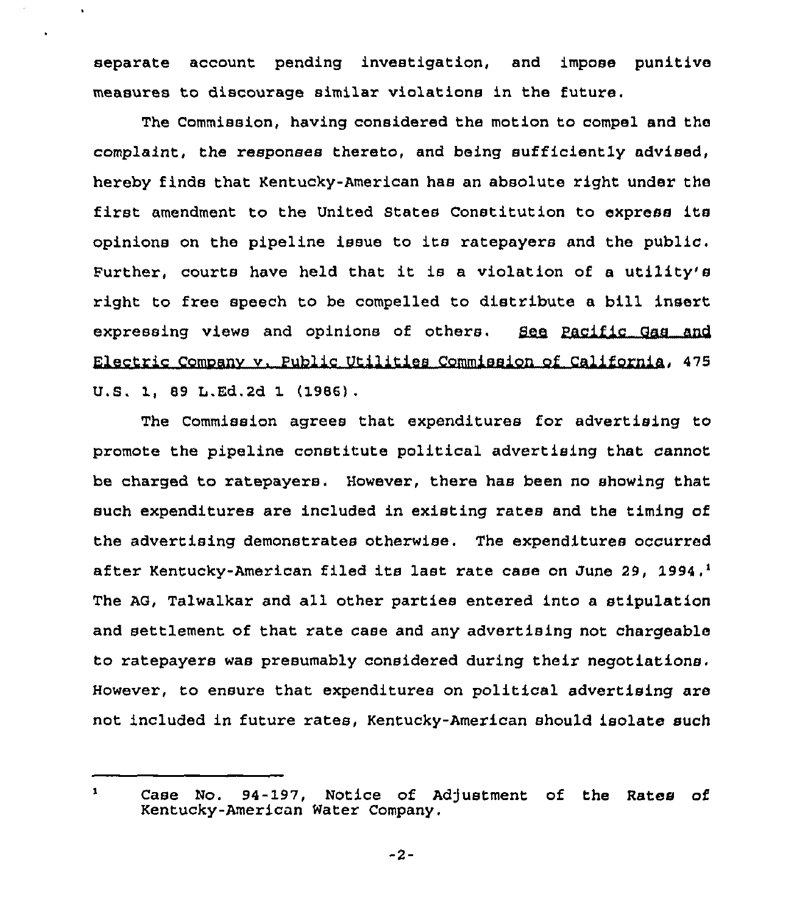separate account pending investigation, and impose punitive measures to discourage similar violations in the future.

The Commission, having considered the motion to compel and the complaint, the responses thereto, and being sufficiently advised, hereby finds that Kentucky-American has an absolute right under the first amendment to the United States Constitution to express its opinions on the pipeline issue to its ratepayers and the public. Further, courts have held that it is a violation of a utility's right to free speech to be compelled to distribute a bill insert expressing views and opinions of others. See Pacific Gas and Electric Company v. Public Utilities Commission of California, 475 U.S. 1, 89 L.Ed.2d 1 (1986).

The Commission agrees that expenditures for advertising to promote the pipeline constitute political advertising that cannot be charged to ratepayers. However, there has been no showing that such expenditures are included in existing rates and the timing of the advertising demonstrates otherwise. The expenditures occurred after Kentucky-American filed its last rate case on June 29, 1994.[1] The AG, Talwalkar and all other parties entered into a stipulation and settlement of that rate case and any advertising not chargeable to ratepayers was presumably considered during their negotiations. However, to ensure that expenditures on political advertising are not included in future rates, Kentucky-American should isolate such

---

[1] Case No. 94-197, Notice of Adjustment of the Rates of Kentucky-American Water Company.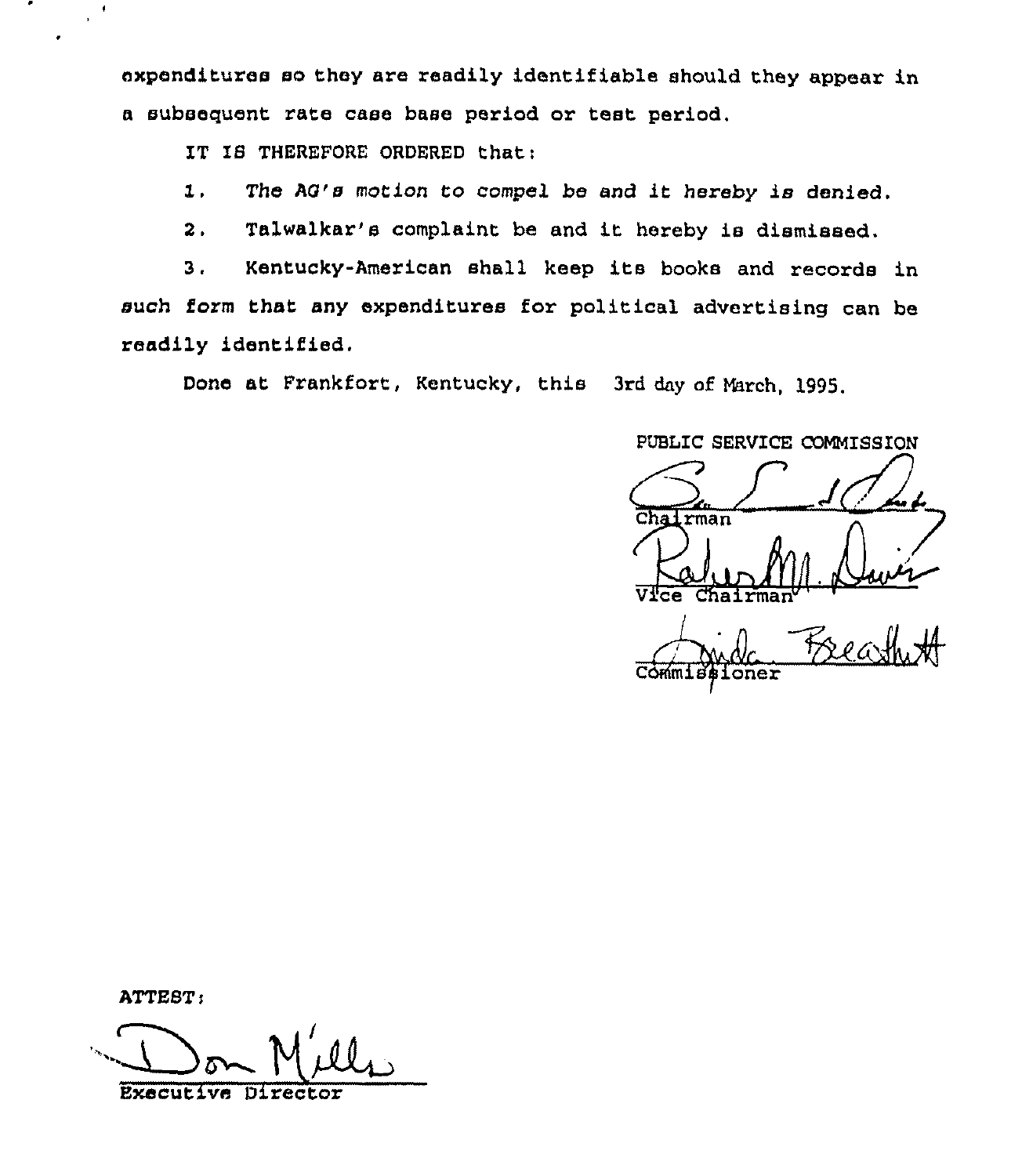expenditures so they are readily identifiable should they appear in a subsequent rate case base period or test period.

IT IS THEREFORE ORDERED that:

1. The AG's motion to compel be and it hereby is denied.

2. Talwalkar's complaint be and it hereby is dismissed.

3. Kentucky-American shall keep its books and records in such form that any expenditures for political advertising can be readily identified.

Done at Frankfort, Kentucky, this 3rd day of March, 1995.

PUBLIC SERVICE COMMISSION

Chairman

Vice Chairman

Commissioner

ATTEST:

Executive Director